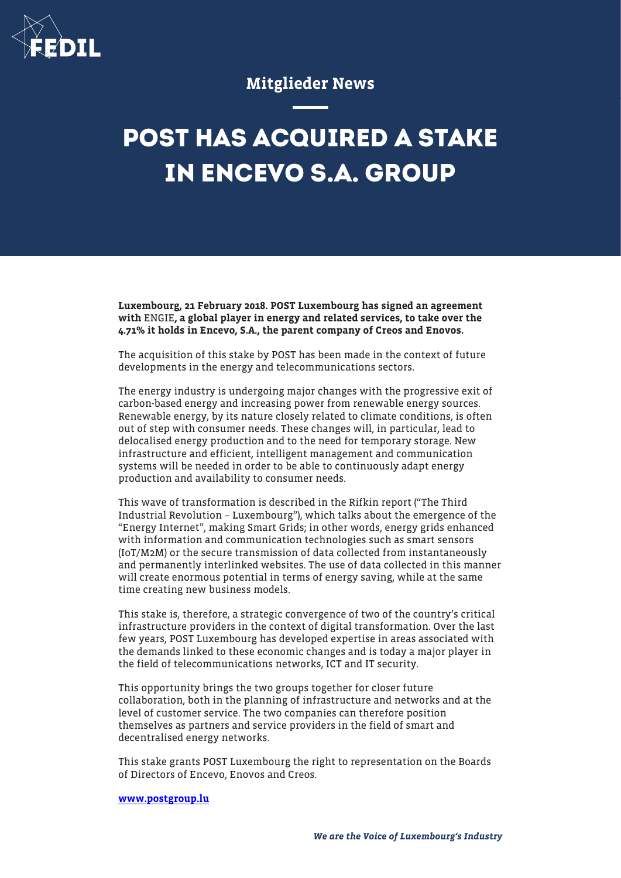FEDIL

## Mitglieder News

# POST HAS ACQUIRED A STAKE IN ENCEVO S.A. GROUP

**Luxembourg, 21 February 2018. POST Luxembourg has signed an agreement with** ENGIE**, a global player in energy and related services, to take over the 4.71% it holds in Encevo, S.A., the parent company of Creos and Enovos.**

The acquisition of this stake by POST has been made in the context of future developments in the energy and telecommunications sectors.

The energy industry is undergoing major changes with the progressive exit of carbon-based energy and increasing power from renewable energy sources. Renewable energy, by its nature closely related to climate conditions, is often out of step with consumer needs. These changes will, in particular, lead to delocalised energy production and to the need for temporary storage. New infrastructure and efficient, intelligent management and communication systems will be needed in order to be able to continuously adapt energy production and availability to consumer needs.

This wave of transformation is described in the Rifkin report ("The Third Industrial Revolution – Luxembourg"), which talks about the emergence of the "Energy Internet", making Smart Grids; in other words, energy grids enhanced with information and communication technologies such as smart sensors (IoT/M2M) or the secure transmission of data collected from instantaneously and permanently interlinked websites. The use of data collected in this manner will create enormous potential in terms of energy saving, while at the same time creating new business models.

This stake is, therefore, a strategic convergence of two of the country's critical infrastructure providers in the context of digital transformation. Over the last few years, POST Luxembourg has developed expertise in areas associated with the demands linked to these economic changes and is today a major player in the field of telecommunications networks, ICT and IT security.

This opportunity brings the two groups together for closer future collaboration, both in the planning of infrastructure and networks and at the level of customer service. The two companies can therefore position themselves as partners and service providers in the field of smart and decentralised energy networks.

This stake grants POST Luxembourg the right to representation on the Boards of Directors of Encevo, Enovos and Creos.

**www.postgroup.lu**

*We are the Voice of Luxembourg's Industry*